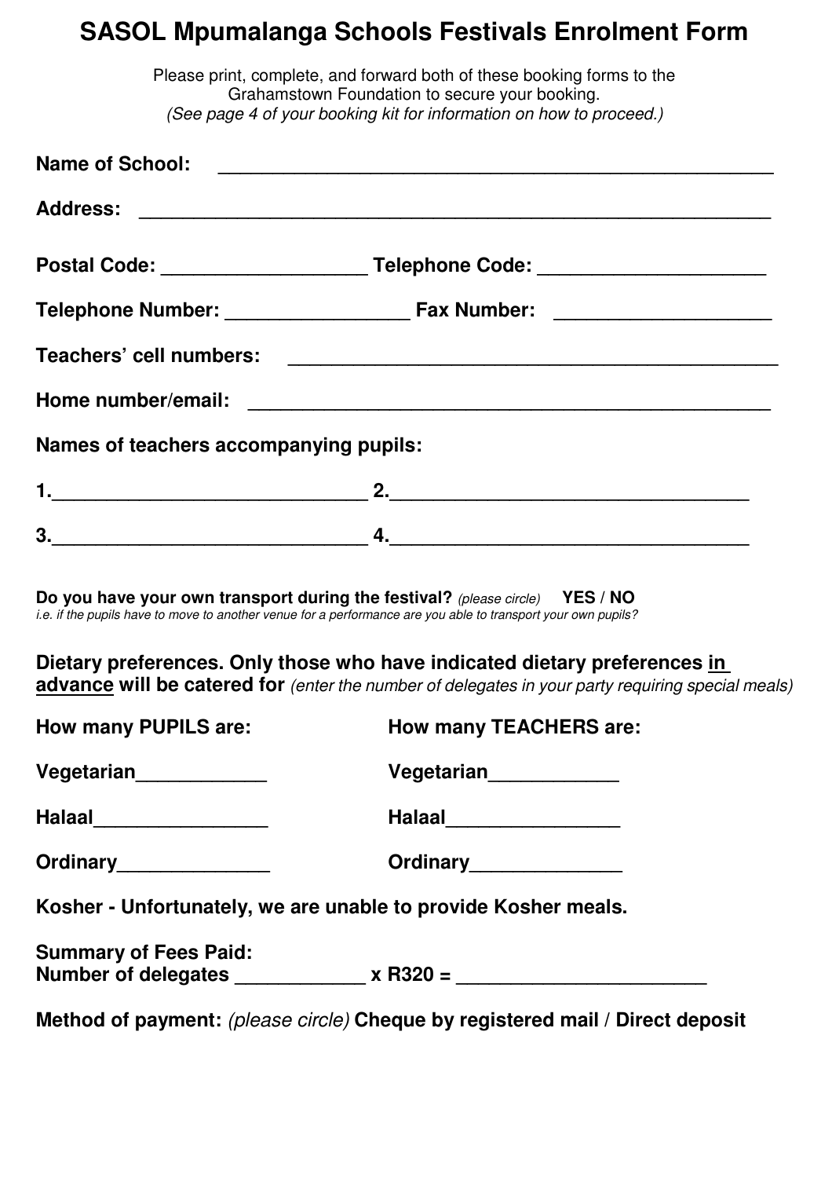# SASOL Mpumalanga Schools Festivals Enrolment Form

Please print, complete, and forward both of these booking forms to the Grahamstown Foundation to secure your booking.
*(See page 4 of your booking kit for information on how to proceed.)*

**Name of School:** ____________________________________________________

**Address:** ____________________________________________________________

**Postal Code:** ___________________ **Telephone Code:** ____________________

**Telephone Number:** ________________ **Fax Number:** ___________________

**Teachers' cell numbers:** _____________________________________________

**Home number/email:** _________________________________________________

**Names of teachers accompanying pupils:**

**1.**_____________________________ **2.**_________________________________

**3.**_____________________________ **4.**_________________________________

**Do you have your own transport during the festival?** *(please circle)* **YES / NO**
*i.e. if the pupils have to move to another venue for a performance are you able to transport your own pupils?*

**Dietary preferences. Only those who have indicated dietary preferences <u>in advance</u> will be catered for** *(enter the number of delegates in your party requiring special meals)*

| How many PUPILS are: | How many TEACHERS are: |
|---|---|
| Vegetarian____________ | Vegetarian____________ |
| Halaal________________ | Halaal________________ |
| Ordinary______________ | Ordinary______________ |

**Kosher - Unfortunately, we are unable to provide Kosher meals.**

**Summary of Fees Paid:**
**Number of delegates** ____________ **x R320 =** _______________________

**Method of payment:** *(please circle)* **Cheque by registered mail / Direct deposit**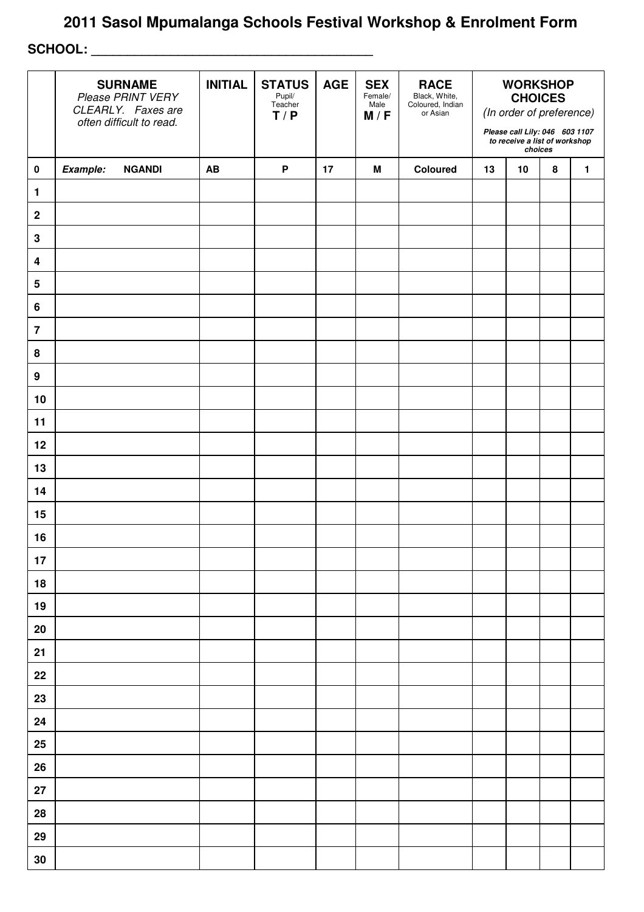# 2011 Sasol Mpumalanga Schools Festival Workshop & Enrolment Form

**SCHOOL:** ________________________________________

| | **SURNAME** *Please PRINT VERY CLEARLY. Faxes are often difficult to read.* | **INITIAL** | **STATUS** Pupil/ Teacher **T / P** | **AGE** | **SEX** Female/ Male **M / F** | **RACE** Black, White, Coloured, Indian or Asian | **WORKSHOP CHOICES** *(In order of preference)* ***Please call Lily: 046 603 1107 to receive a list of workshop choices*** | | | |
|---|---|---|---|---|---|---|---|---|---|---|
| **0** | ***Example:*** **NGANDI** | **AB** | **P** | **17** | **M** | **Coloured** | **13** | **10** | **8** | **1** |
| **1** | | | | | | | | | | |
| **2** | | | | | | | | | | |
| **3** | | | | | | | | | | |
| **4** | | | | | | | | | | |
| **5** | | | | | | | | | | |
| **6** | | | | | | | | | | |
| **7** | | | | | | | | | | |
| **8** | | | | | | | | | | |
| **9** | | | | | | | | | | |
| **10** | | | | | | | | | | |
| **11** | | | | | | | | | | |
| **12** | | | | | | | | | | |
| **13** | | | | | | | | | | |
| **14** | | | | | | | | | | |
| **15** | | | | | | | | | | |
| **16** | | | | | | | | | | |
| **17** | | | | | | | | | | |
| **18** | | | | | | | | | | |
| **19** | | | | | | | | | | |
| **20** | | | | | | | | | | |
| **21** | | | | | | | | | | |
| **22** | | | | | | | | | | |
| **23** | | | | | | | | | | |
| **24** | | | | | | | | | | |
| **25** | | | | | | | | | | |
| **26** | | | | | | | | | | |
| **27** | | | | | | | | | | |
| **28** | | | | | | | | | | |
| **29** | | | | | | | | | | |
| **30** | | | | | | | | | | |